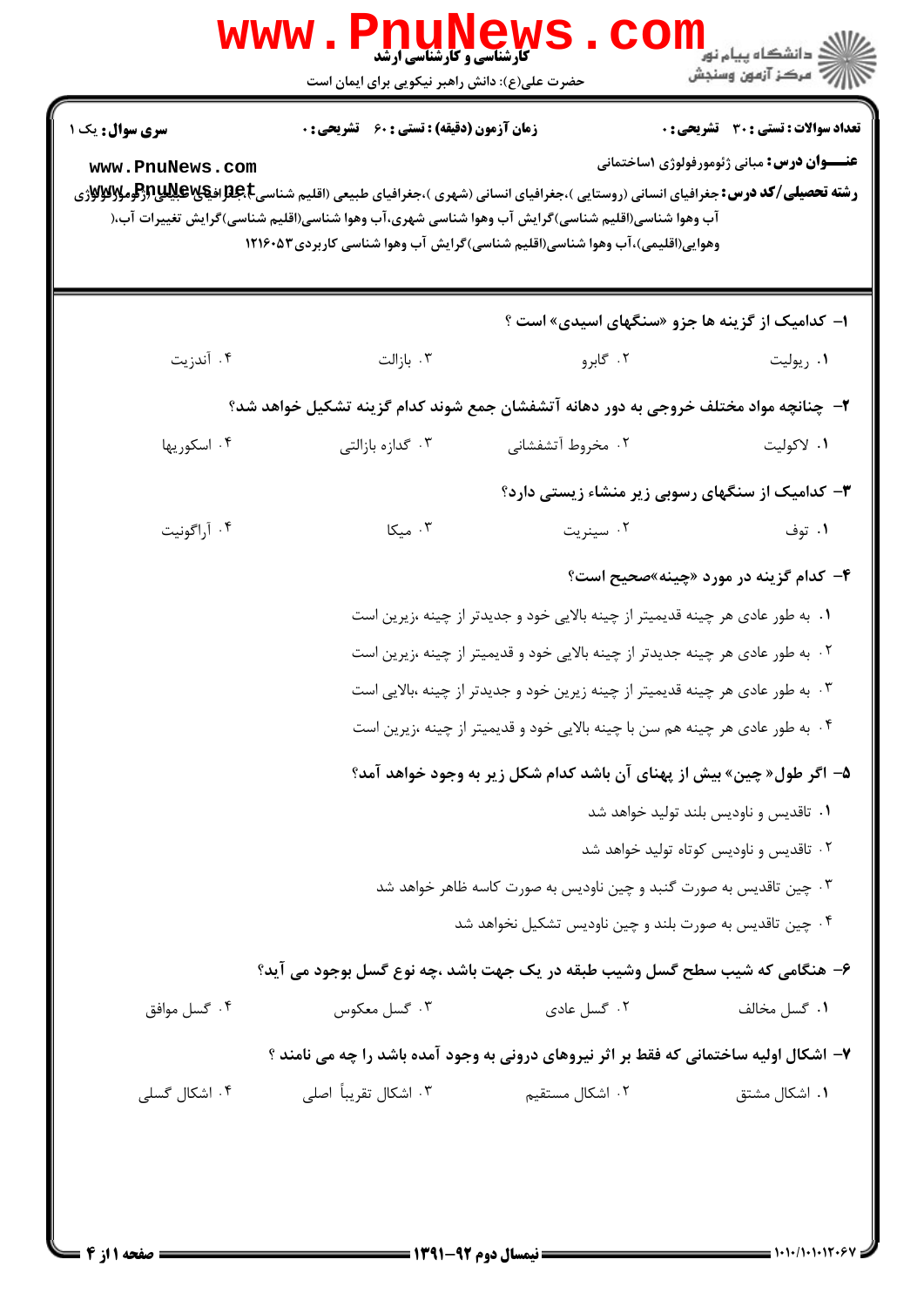کارشناسی و کارشناسی ارشد

حضرت علی(ع): دانش راهبر نیکویی برای ایمان است

دانشگاه پیام نور
مرکز آزمون وسنجش

**سری سوال:** یک ۱

**زمان آزمون (دقیقه) : تستی : ۶۰ تشریحی : ۰**

**تعداد سوالات : تستی : ۳۰ تشریحی : ۰**

**عنـــوان درس:** مبانی ژئومورفولوژی ۱ساختمانی

**رشته تحصیلی/کد درس:** جغرافیای انسانی (روستایی )،جغرافیای انسانی (شهری )،جغرافیای طبیعی (اقلیم شناسی)،جغرافیای طبیعی (ژئومورفولوژی آب وهوا شناسی(اقلیم شناسی)گرایش آب وهوا شناسی شهری،آب وهوا شناسی(اقلیم شناسی)گرایش تغییرات آب وهوایی(اقلیمی)،آب وهوا شناسی(اقلیم شناسی)گرایش آب وهوا شناسی کاربردی۱۲۱۶۰۵۳

**۱- کدامیک از گزینه ها جزو «سنگهای اسیدی» است ؟**

۱. ریولیت
۲. گابرو
۳. بازالت
۴. آندزیت

**۲- چنانچه مواد مختلف خروجی به دور دهانه آتشفشان جمع شوند کدام گزینه تشکیل خواهد شد؟**

۱. لاکولیت
۲. مخروط آتشفشانی
۳. گدازه بازالتی
۴. اسکوریها

**۳- کدامیک از سنگهای رسوبی زیر منشاء زیستی دارد؟**

۱. توف
۲. سینریت
۳. میکا
۴. آراگونیت

**۴- کدام گزینه در مورد «چینه»صحیح است؟**

۱. به طور عادی هر چینه قدیمیتر از چینه بالایی خود و جدیدتر از چینه ،زیرین است
۲. به طور عادی هر چینه جدیدتر از چینه بالایی خود و قدیمیتر از چینه ،زیرین است
۳. به طور عادی هر چینه قدیمیتر از چینه زیرین خود و جدیدتر از چینه ،بالایی است
۴. به طور عادی هر چینه هم سن با چینه بالایی خود و قدیمیتر از چینه ،زیرین است

**۵- اگر طول« چین» بیش از پهنای آن باشد کدام شکل زیر به وجود خواهد آمد؟**

۱. تاقدیس و ناودیس بلند تولید خواهد شد
۲. تاقدیس و ناودیس کوتاه تولید خواهد شد
۳. چین تاقدیس به صورت گنبد و چین ناودیس به صورت کاسه ظاهر خواهد شد
۴. چین تاقدیس به صورت بلند و چین ناودیس تشکیل نخواهد شد

**۶- هنگامی که شیب سطح گسل وشیب طبقه در یک جهت باشد ،چه نوع گسل بوجود می آید؟**

۱. گسل مخالف
۲. گسل عادی
۳. گسل معکوس
۴. گسل موافق

**۷- اشکال اولیه ساختمانی که فقط بر اثر نیروهای درونی به وجود آمده باشد را چه می نامند ؟**

۱. اشکال مشتق
۲. اشکال مستقیم
۳. اشکال تقریباً اصلی
۴. اشکال گسلی

نیمسال دوم ۹۲-۱۳۹۱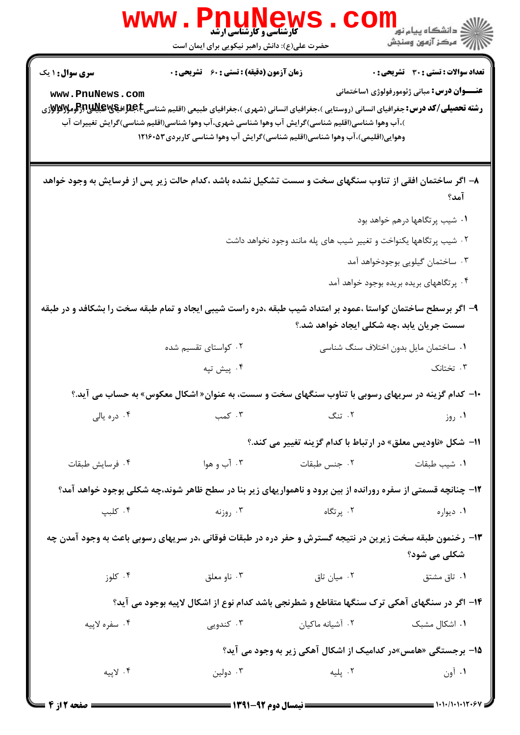**سری سوال:** ۱ یک
**زمان آزمون (دقیقه) : تستی :** ۶۰ **تشریحی :** ۰
**تعداد سوالات : تستی :** ۳۰ **تشریحی :** ۰

**عنـــوان درس:** مبانی ژئومورفولوژی (ساختمانی

**رشته تحصیلی/کد درس:** جغرافیای انسانی (روستایی )،جغرافیای انسانی (شهری )،جغرافیای طبیعی (اقلیم شناسی)،جغرافیای طبیعی (ژئومورفولوژی )،آب وهوا شناسی(اقلیم شناسی)گرایش آب وهوا شناسی شهری،آب وهوا شناسی(اقلیم شناسی)گرایش تغییرات آب وهوایی(اقلیمی)،آب وهوا شناسی(اقلیم شناسی)گرایش آب وهوا شناسی کاربردی۱۲۱۶۰۵۳

---

**۸- اگر ساختمان افقی از تناوب سنگهای سخت و سست تشکیل نشده باشد ،کدام حالت زیر پس از فرسایش به وجود خواهد آمد؟**

۱. شیب پرتگاهها درهم خواهد بود

۲. شیب پرتگاهها یکنواخت و تغییر شیب های پله مانند وجود نخواهد داشت

۳. ساختمان گیلویی بوجودخواهد آمد

۴. پرتگاههای بریده بریده بوجود خواهد آمد

**۹- اگر برسطح ساختمان کواستا ،عمود بر امتداد شیب طبقه ،دره راست شیبی ایجاد و تمام طبقه سخت را بشکافد و در طبقه سست جریان یابد ،چه شکلی ایجاد خواهد شد.؟**

۱. ساختمان مایل بدون اختلاف سنگ شناسی

۲. کواستای تقسیم شده

۳. تختانک

۴. پیش تپه

**۱۰- کدام گزینه در سریهای رسوبی با تناوب سنگهای سخت و سست، به عنوان« اشکال معکوس» به حساب می آید.؟**

۱. روز

۲. تنگ

۳. کمب

۴. دره یالی

**۱۱- شکل «ناودیس معلق» در ارتباط با کدام گزینه تغییر می کند.؟**

۱. شیب طبقات

۲. جنس طبقات

۳. آب و هوا

۴. فرسایش طبقات

**۱۲- چنانچه قسمتی از سفره رورانده از بین برود و ناهمواریهای زیر بنا در سطح ظاهر شوند،چه شکلی بوجود خواهد آمد؟**

۱. دیواره

۲. پرتگاه

۳. روزنه

۴. کلیپ

**۱۳- رخنمون طبقه سخت زیرین در نتیجه گسترش و حفر دره در طبقات فوقانی ،در سریهای رسوبی باعث به وجود آمدن چه شکلی می شود؟**

۱. تاق مشتق

۲. میان تاق

۳. ناو معلق

۴. کلوز

**۱۴- اگر در سنگهای آهکی ترک سنگها متقاطع و شطرنجی باشد کدام نوع از اشکال لاپیه بوجود می آید؟**

۱. اشکال مشبک

۲. آشیانه ماکیان

۳. کندویی

۴. سفره لاپیه

**۱۵- برجستگی «هامس»در کدامیک از اشکال آهکی زیر به وجود می آید؟**

۱. آون

۲. پلیه

۳. دولین

۴. لاپیه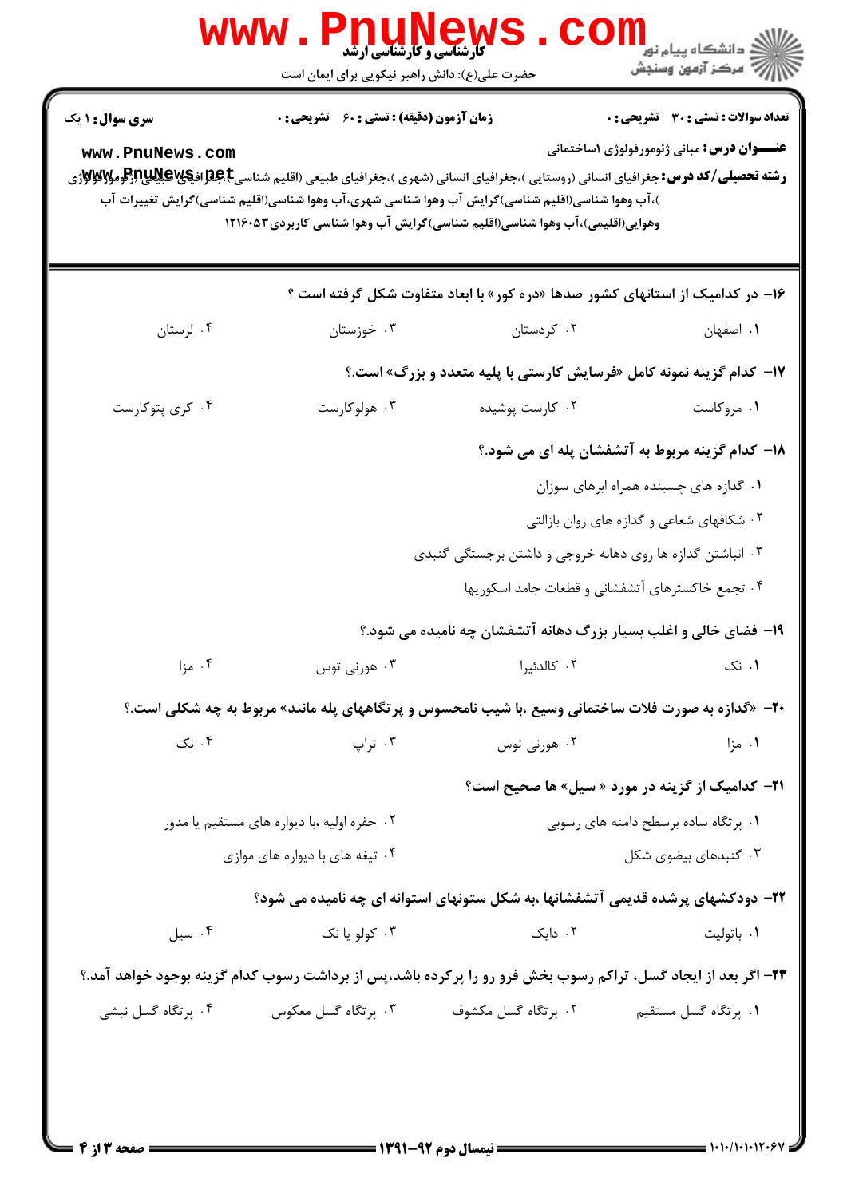**سری سؤال:** ۱ یک

**زمان آزمون (دقیقه) : تستی : ۶۰ تشریحی : ۰**

**تعداد سوالات : تستی : ۳۰ تشریحی : ۰**

**عنـــوان درس:** مبانی ژئومورفولوژی ساختمانی

**رشته تحصیلی/کد درس:** جغرافیای انسانی (روستایی )،جغرافیای انسانی (شهری )،جغرافیای طبیعی (اقلیم شناسی)،جغرافیای طبیعی (ژئومورفولوژی )،آب وهوا شناسی(اقلیم شناسی)گرایش آب وهوا شناسی شهری،آب وهوا شناسی(اقلیم شناسی)گرایش تغییرات آب وهوایی(اقلیمی)،آب وهوا شناسی(اقلیم شناسی)گرایش آب وهوا شناسی کاربردی۱۲۱۶۰۵۳

---

**۱۶- در کدامیک از استانهای کشور صدها «دره کور» با ابعاد متفاوت شکل گرفته است ؟**

۱. اصفهان
۲. کردستان
۳. خوزستان
۴. لرستان

**۱۷- کدام گزینه نمونه کامل «فرسایش کارستی با پلیه متعدد و بزرگ» است.؟**

۱. مروکاست
۲. کارست پوشیده
۳. هولوکارست
۴. کری پتوکارست

**۱۸- کدام گزینه مربوط به آتشفشان پله ای می شود.؟**

۱. گدازه های چسبنده همراه ابرهای سوزان
۲. شکافهای شعاعی و گدازه های روان بازالتی
۳. انباشتن گدازه ها روی دهانه خروجی و داشتن برجستگی گنبدی
۴. تجمع خاکسترهای آتشفشانی و قطعات جامد اسکوریها

**۱۹- فضای خالی و اغلب بسیار بزرگ دهانه آتشفشان چه نامیده می شود.؟**

۱. نک
۲. کالدئیرا
۳. هورنی توس
۴. مزا

**۲۰- «گدازه به صورت فلات ساختمانی وسیع ،با شیب نامحسوس و پرتگاههای پله مانند» مربوط به چه شکلی است.؟**

۱. مزا
۲. هورنی توس
۳. تراپ
۴. نک

**۲۱- کدامیک از گزینه در مورد « سیل» ها صحیح است؟**

۱. پرتگاه ساده برسطح دامنه های رسوبی
۲. حفره اولیه ،با دیواره های مستقیم یا مدور
۳. گنبدهای بیضوی شکل
۴. تیغه های با دیواره های موازی

**۲۲- دودکشهای پرشده قدیمی آتشفشانها ،به شکل ستونهای استوانه ای چه نامیده می شود؟**

۱. باتولیت
۲. دایک
۳. کولو یا نک
۴. سیل

**۲۳- اگر بعد از ایجاد گسل، تراکم رسوب بخش فرو رو را پرکرده باشد،پس از برداشت رسوب کدام گزینه بوجود خواهد آمد.؟**

۱. پرتگاه گسل مستقیم
۲. پرتگاه گسل مکشوف
۳. پرتگاه گسل معکوس
۴. پرتگاه گسل نبشی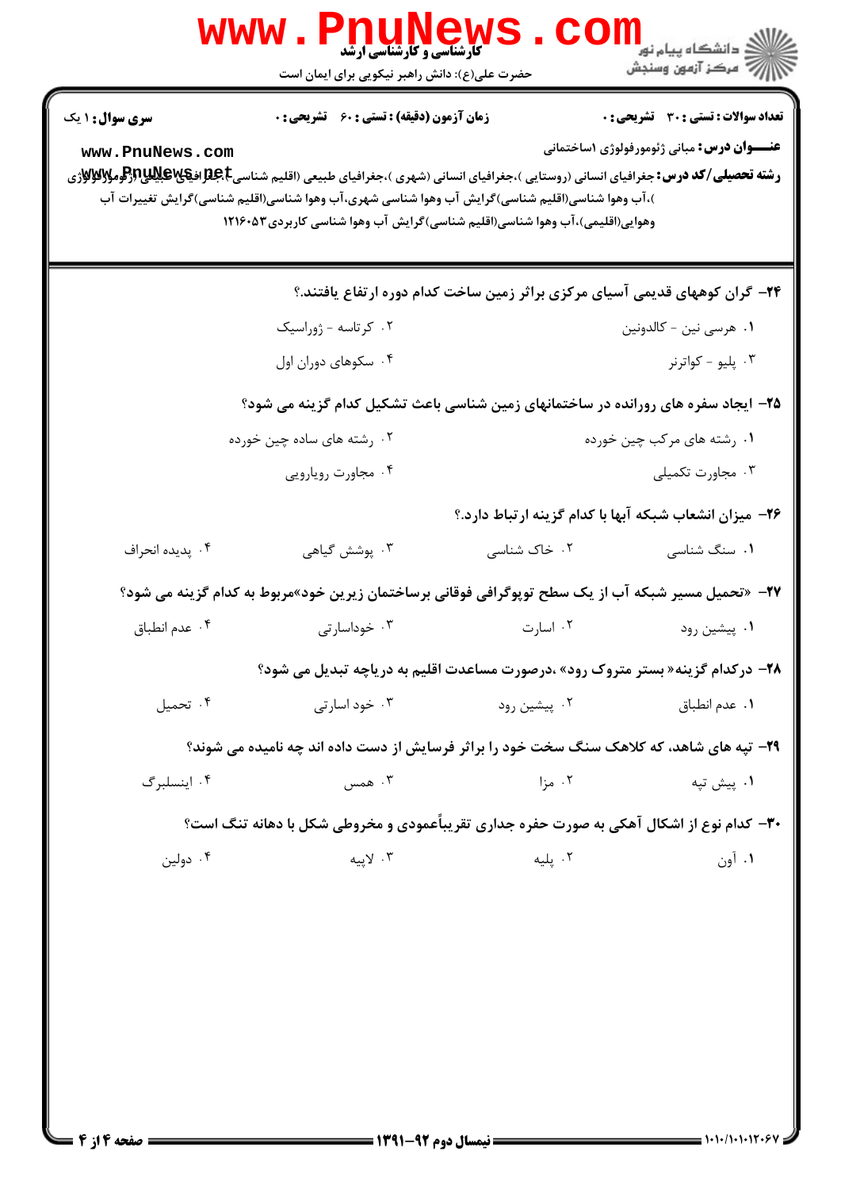**سری سوال:** ۱ یک

**زمان آزمون (دقیقه) : تستی :** ۶۰ **تشریحی :** ۰

**تعداد سوالات : تستی :** ۳۰ **تشریحی :** ۰

**عنـــوان درس:** مبانی ژئومورفولوژی ۱ساختمانی

**رشته تحصیلی/کد درس:** جغرافیای انسانی (روستایی )،جغرافیای انسانی (شهری )،جغرافیای طبیعی (اقلیم شناسی )،جغرافیای طبیعی (ژئومورفولوژی )،آب وهوا شناسی(اقلیم شناسی)گرایش آب وهوا شناسی شهری،آب وهوا شناسی(اقلیم شناسی)گرایش تغییرات آب وهوایی(اقلیمی)،آب وهوا شناسی(اقلیم شناسی)گرایش آب وهوا شناسی کاربردی۱۲۱۶۰۵۳

۲۴- گران کوههای قدیمی آسیای مرکزی براثر زمین ساخت کدام دوره ارتفاع یافتند.؟

۱. هرسی نین - کالدونین

۲. کرتاسه - ژوراسیک

۳. پلیو - کواترنر

۴. سکوهای دوران اول

۲۵- ایجاد سفره های رورانده در ساختمانهای زمین شناسی باعث تشکیل کدام گزینه می شود؟

۱. رشته های مرکب چین خورده

۲. رشته های ساده چین خورده

۳. مجاورت تکمیلی

۴. مجاورت رویارویی

۲۶- میزان انشعاب شبکه آبها با کدام گزینه ارتباط دارد.؟

۱. سنگ شناسی

۲. خاک شناسی

۳. پوشش گیاهی

۴. پدیده انحراف

۲۷- «تحمیل مسیر شبکه آب از یک سطح توپوگرافی فوقانی برساختمان زیرین خود»مربوط به کدام گزینه می شود؟

۱. پیشین رود

۲. اسارت

۳. خوداسارتی

۴. عدم انطباق

۲۸- درکدام گزینه« بستر متروک رود» ،درصورت مساعدت اقلیم به دریاچه تبدیل می شود؟

۱. عدم انطباق

۲. پیشین رود

۳. خود اسارتی

۴. تحمیل

۲۹- تپه های شاهد، که کلاهک سنگ سخت خود را براثر فرسایش از دست داده اند چه نامیده می شوند؟

۱. پیش تپه

۲. مزا

۳. همس

۴. اینسلبرگ

۳۰- کدام نوع از اشکال آهکی به صورت حفره جداری تقریباًعمودی و مخروطی شکل با دهانه تنگ است؟

۱. آون

۲. پلیه

۳. لاپیه

۴. دولین